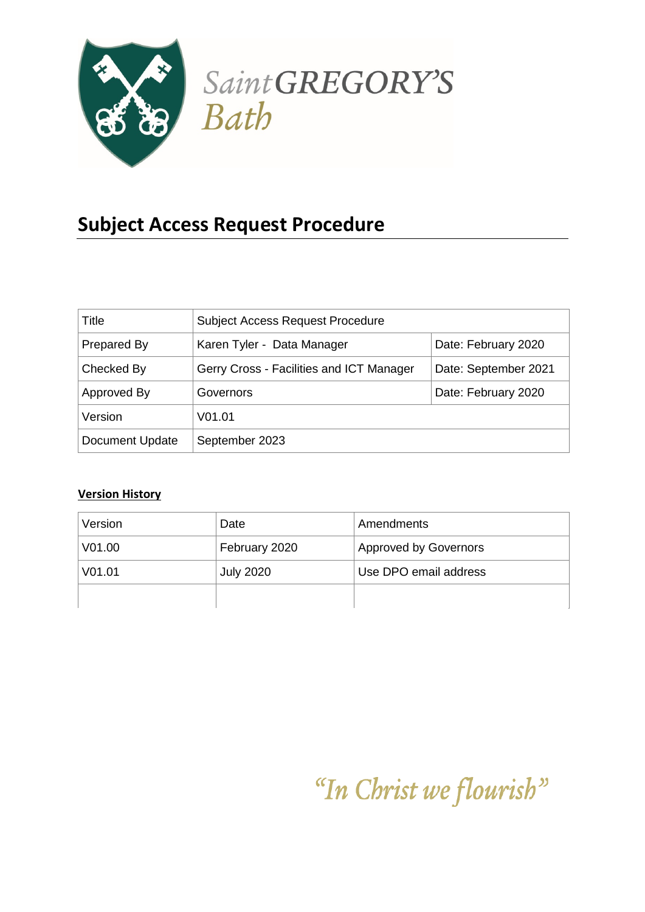Saint GREGORY'S
Bath

# Subject Access Request Procedure

| Title | Subject Access Request Procedure | |
|---|---|---|
| Prepared By | Karen Tyler - Data Manager | Date: February 2020 |
| Checked By | Gerry Cross - Facilities and ICT Manager | Date: September 2021 |
| Approved By | Governors | Date: February 2020 |
| Version | V01.01 | |
| Document Update | September 2023 | |

**Version History**

| Version | Date | Amendments |
|---|---|---|
| V01.00 | February 2020 | Approved by Governors |
| V01.01 | July 2020 | Use DPO email address |
| | | |

*"In Christ we flourish"*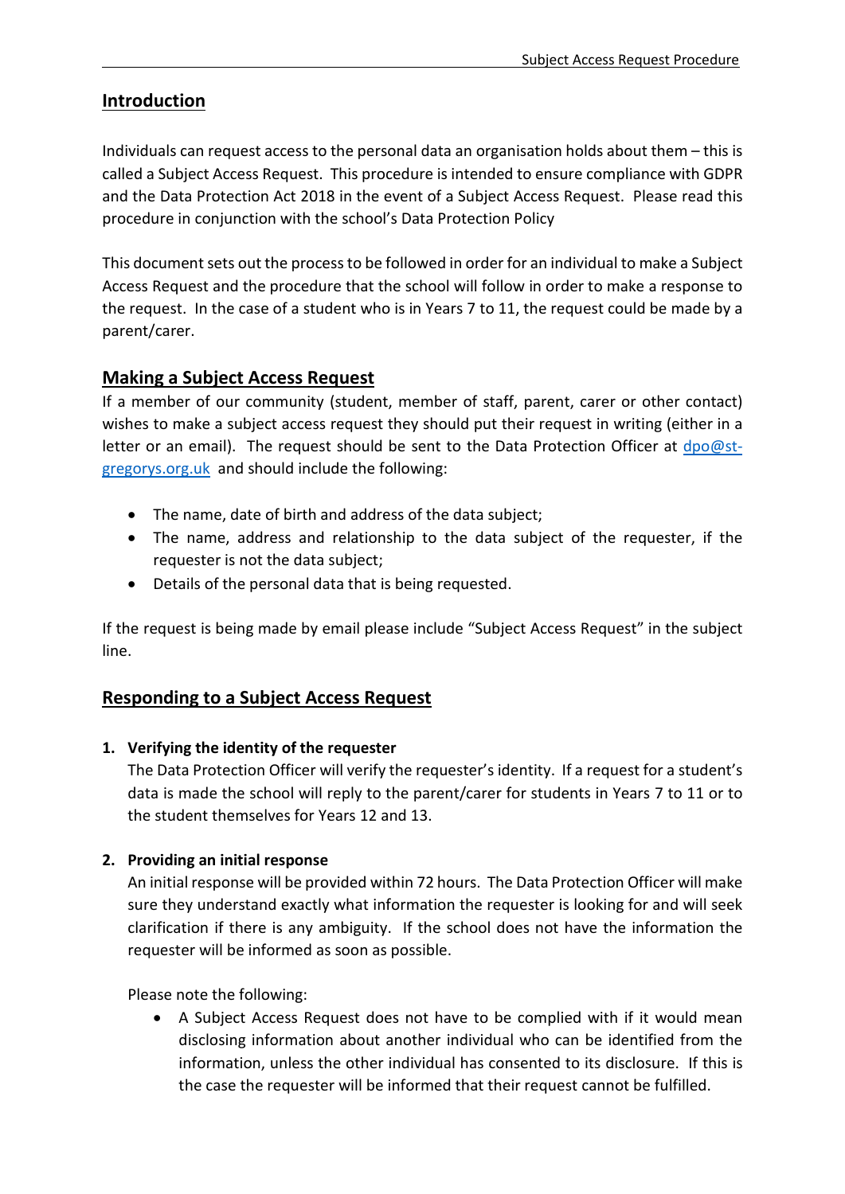## Introduction

Individuals can request access to the personal data an organisation holds about them – this is called a Subject Access Request. This procedure is intended to ensure compliance with GDPR and the Data Protection Act 2018 in the event of a Subject Access Request. Please read this procedure in conjunction with the school's Data Protection Policy

This document sets out the process to be followed in order for an individual to make a Subject Access Request and the procedure that the school will follow in order to make a response to the request. In the case of a student who is in Years 7 to 11, the request could be made by a parent/carer.

## Making a Subject Access Request

If a member of our community (student, member of staff, parent, carer or other contact) wishes to make a subject access request they should put their request in writing (either in a letter or an email). The request should be sent to the Data Protection Officer at dpo@st-gregorys.org.uk and should include the following:

- The name, date of birth and address of the data subject;
- The name, address and relationship to the data subject of the requester, if the requester is not the data subject;
- Details of the personal data that is being requested.

If the request is being made by email please include "Subject Access Request" in the subject line.

## Responding to a Subject Access Request

1. **Verifying the identity of the requester**

   The Data Protection Officer will verify the requester's identity. If a request for a student's data is made the school will reply to the parent/carer for students in Years 7 to 11 or to the student themselves for Years 12 and 13.

2. **Providing an initial response**

   An initial response will be provided within 72 hours. The Data Protection Officer will make sure they understand exactly what information the requester is looking for and will seek clarification if there is any ambiguity. If the school does not have the information the requester will be informed as soon as possible.

   Please note the following:

   - A Subject Access Request does not have to be complied with if it would mean disclosing information about another individual who can be identified from the information, unless the other individual has consented to its disclosure. If this is the case the requester will be informed that their request cannot be fulfilled.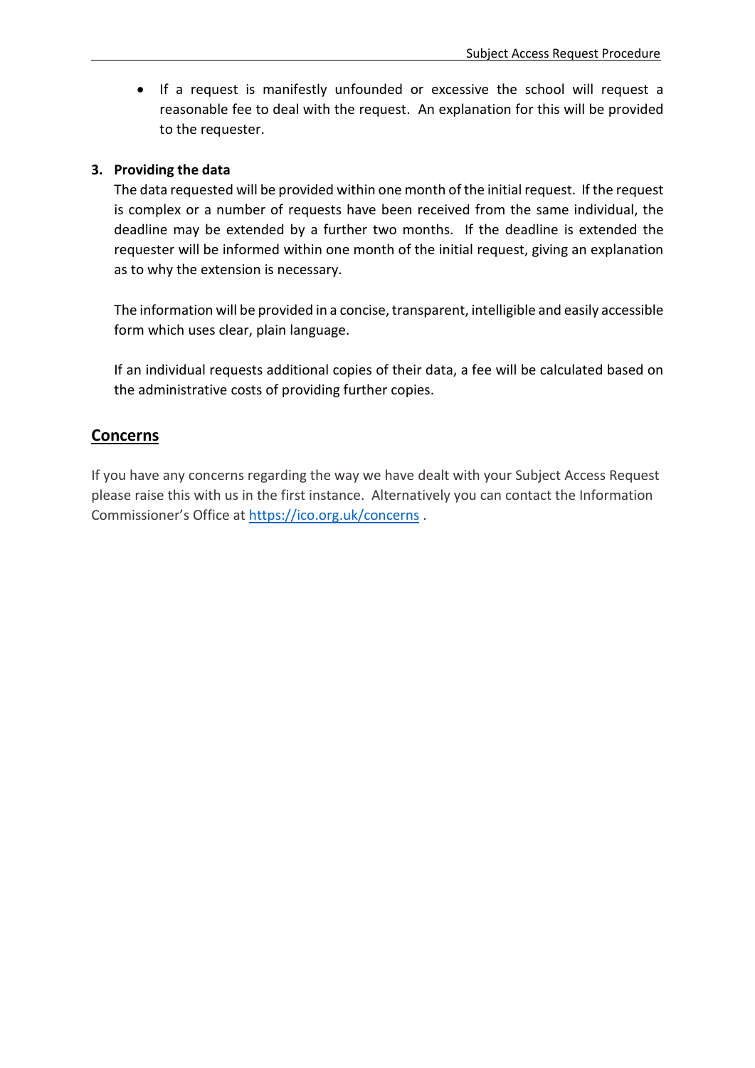- If a request is manifestly unfounded or excessive the school will request a reasonable fee to deal with the request. An explanation for this will be provided to the requester.

3. **Providing the data**

   The data requested will be provided within one month of the initial request. If the request is complex or a number of requests have been received from the same individual, the deadline may be extended by a further two months. If the deadline is extended the requester will be informed within one month of the initial request, giving an explanation as to why the extension is necessary.

   The information will be provided in a concise, transparent, intelligible and easily accessible form which uses clear, plain language.

   If an individual requests additional copies of their data, a fee will be calculated based on the administrative costs of providing further copies.

## Concerns

If you have any concerns regarding the way we have dealt with your Subject Access Request please raise this with us in the first instance. Alternatively you can contact the Information Commissioner's Office at https://ico.org.uk/concerns .